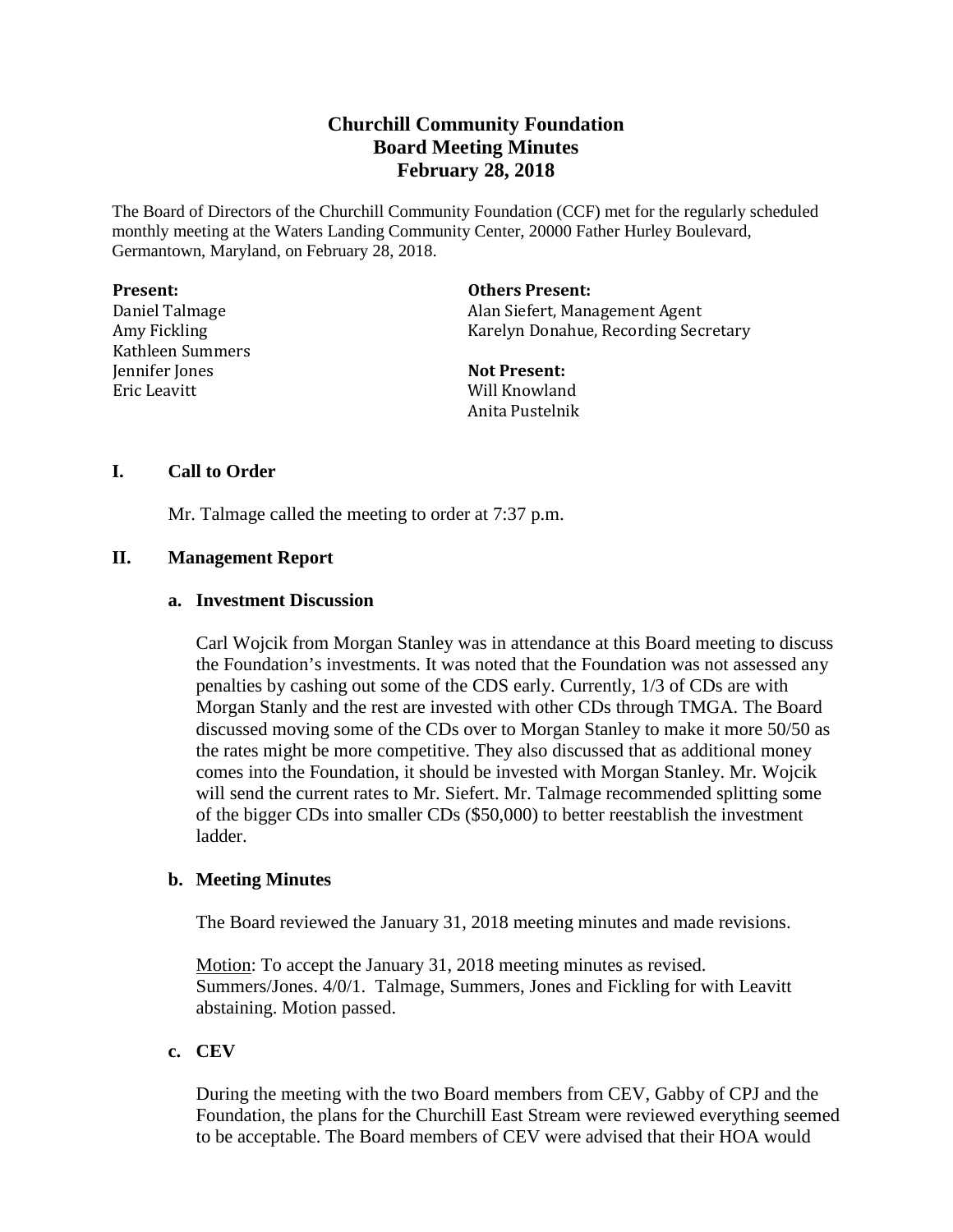# Churchill Community Foundation
## Board Meeting Minutes
## February 28, 2018

The Board of Directors of the Churchill Community Foundation (CCF) met for the regularly scheduled monthly meeting at the Waters Landing Community Center, 20000 Father Hurley Boulevard, Germantown, Maryland, on February 28, 2018.

**Present:**
Daniel Talmage
Amy Fickling
Kathleen Summers
Jennifer Jones
Eric Leavitt

**Others Present:**
Alan Siefert, Management Agent
Karelyn Donahue, Recording Secretary

**Not Present:**
Will Knowland
Anita Pustelnik

## I. Call to Order

Mr. Talmage called the meeting to order at 7:37 p.m.

## II. Management Report

### a. Investment Discussion

Carl Wojcik from Morgan Stanley was in attendance at this Board meeting to discuss the Foundation's investments. It was noted that the Foundation was not assessed any penalties by cashing out some of the CDS early. Currently, 1/3 of CDs are with Morgan Stanly and the rest are invested with other CDs through TMGA. The Board discussed moving some of the CDs over to Morgan Stanley to make it more 50/50 as the rates might be more competitive. They also discussed that as additional money comes into the Foundation, it should be invested with Morgan Stanley. Mr. Wojcik will send the current rates to Mr. Siefert. Mr. Talmage recommended splitting some of the bigger CDs into smaller CDs ($50,000) to better reestablish the investment ladder.

### b. Meeting Minutes

The Board reviewed the January 31, 2018 meeting minutes and made revisions.

Motion: To accept the January 31, 2018 meeting minutes as revised. Summers/Jones. 4/0/1. Talmage, Summers, Jones and Fickling for with Leavitt abstaining. Motion passed.

### c. CEV

During the meeting with the two Board members from CEV, Gabby of CPJ and the Foundation, the plans for the Churchill East Stream were reviewed everything seemed to be acceptable. The Board members of CEV were advised that their HOA would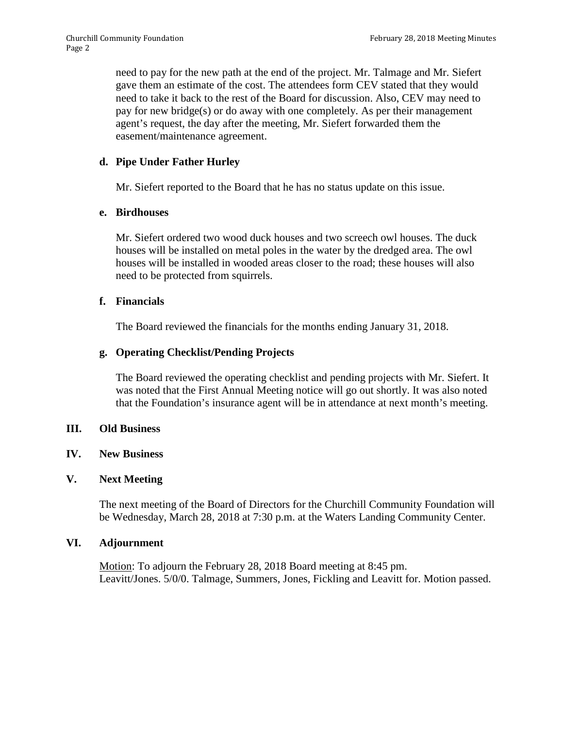need to pay for the new path at the end of the project. Mr. Talmage and Mr. Siefert gave them an estimate of the cost. The attendees form CEV stated that they would need to take it back to the rest of the Board for discussion. Also, CEV may need to pay for new bridge(s) or do away with one completely. As per their management agent's request, the day after the meeting, Mr. Siefert forwarded them the easement/maintenance agreement.

**d. Pipe Under Father Hurley**

Mr. Siefert reported to the Board that he has no status update on this issue.

**e. Birdhouses**

Mr. Siefert ordered two wood duck houses and two screech owl houses. The duck houses will be installed on metal poles in the water by the dredged area. The owl houses will be installed in wooded areas closer to the road; these houses will also need to be protected from squirrels.

**f. Financials**

The Board reviewed the financials for the months ending January 31, 2018.

**g. Operating Checklist/Pending Projects**

The Board reviewed the operating checklist and pending projects with Mr. Siefert. It was noted that the First Annual Meeting notice will go out shortly. It was also noted that the Foundation's insurance agent will be in attendance at next month's meeting.

## III. Old Business

## IV. New Business

## V. Next Meeting

The next meeting of the Board of Directors for the Churchill Community Foundation will be Wednesday, March 28, 2018 at 7:30 p.m. at the Waters Landing Community Center.

## VI. Adjournment

Motion: To adjourn the February 28, 2018 Board meeting at 8:45 pm.
Leavitt/Jones. 5/0/0. Talmage, Summers, Jones, Fickling and Leavitt for. Motion passed.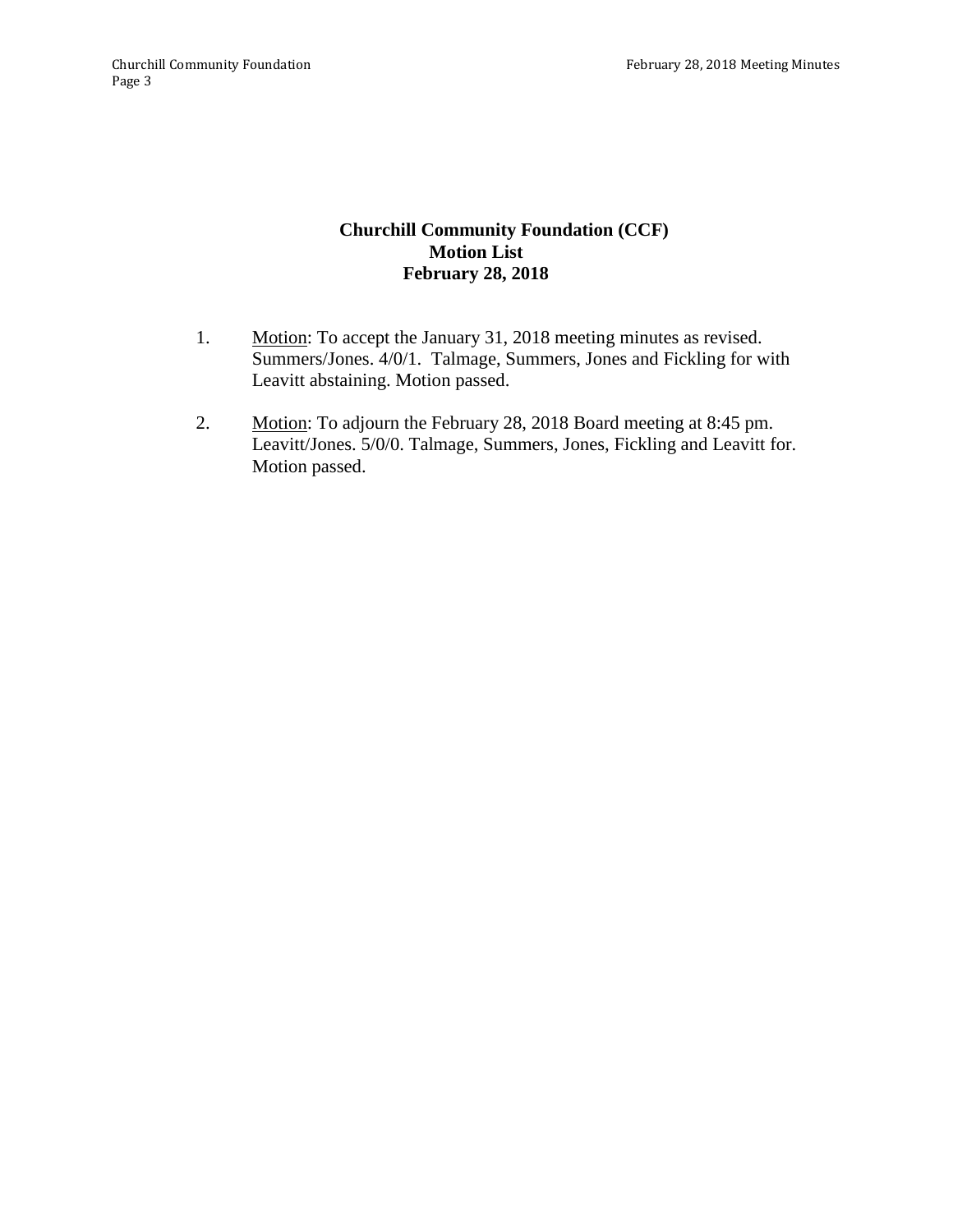**Churchill Community Foundation (CCF)**
**Motion List**
**February 28, 2018**

1. <u>Motion</u>: To accept the January 31, 2018 meeting minutes as revised. Summers/Jones. 4/0/1. Talmage, Summers, Jones and Fickling for with Leavitt abstaining. Motion passed.

2. <u>Motion</u>: To adjourn the February 28, 2018 Board meeting at 8:45 pm. Leavitt/Jones. 5/0/0. Talmage, Summers, Jones, Fickling and Leavitt for. Motion passed.